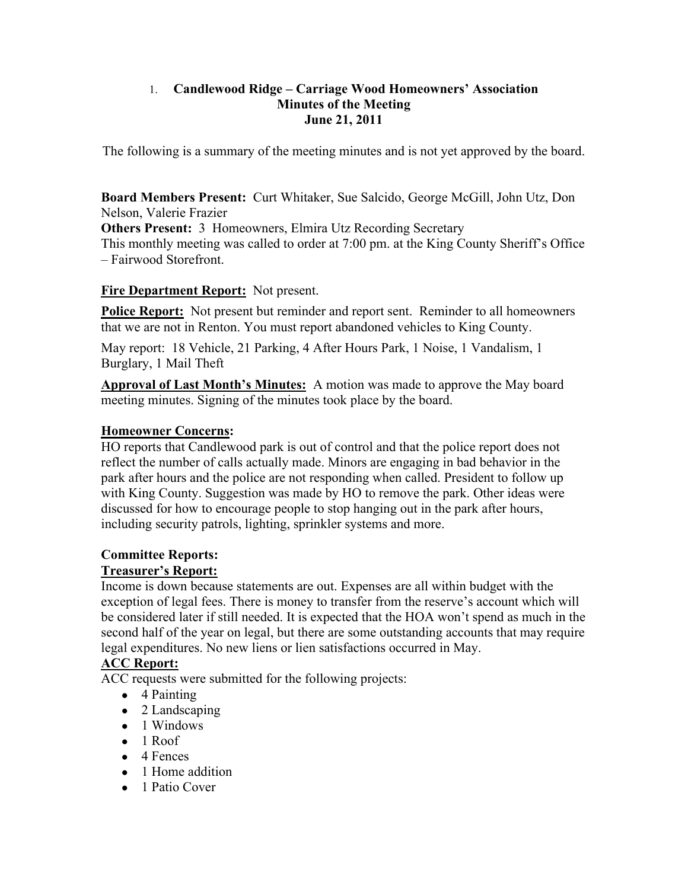# 1. Candlewood Ridge – Carriage Wood Homeowners' Association
## Minutes of the Meeting
## June 21, 2011

The following is a summary of the meeting minutes and is not yet approved by the board.

**Board Members Present:** Curt Whitaker, Sue Salcido, George McGill, John Utz, Don Nelson, Valerie Frazier
**Others Present:** 3 Homeowners, Elmira Utz Recording Secretary
This monthly meeting was called to order at 7:00 pm. at the King County Sheriff's Office – Fairwood Storefront.

**Fire Department Report:** Not present.

**Police Report:** Not present but reminder and report sent. Reminder to all homeowners that we are not in Renton. You must report abandoned vehicles to King County.

May report: 18 Vehicle, 21 Parking, 4 After Hours Park, 1 Noise, 1 Vandalism, 1 Burglary, 1 Mail Theft

**Approval of Last Month's Minutes:** A motion was made to approve the May board meeting minutes. Signing of the minutes took place by the board.

**Homeowner Concerns:**
HO reports that Candlewood park is out of control and that the police report does not reflect the number of calls actually made. Minors are engaging in bad behavior in the park after hours and the police are not responding when called. President to follow up with King County. Suggestion was made by HO to remove the park. Other ideas were discussed for how to encourage people to stop hanging out in the park after hours, including security patrols, lighting, sprinkler systems and more.

**Committee Reports:**
**Treasurer's Report:**
Income is down because statements are out. Expenses are all within budget with the exception of legal fees. There is money to transfer from the reserve's account which will be considered later if still needed. It is expected that the HOA won't spend as much in the second half of the year on legal, but there are some outstanding accounts that may require legal expenditures. No new liens or lien satisfactions occurred in May.
**ACC Report:**
ACC requests were submitted for the following projects:

- 4 Painting
- 2 Landscaping
- 1 Windows
- 1 Roof
- 4 Fences
- 1 Home addition
- 1 Patio Cover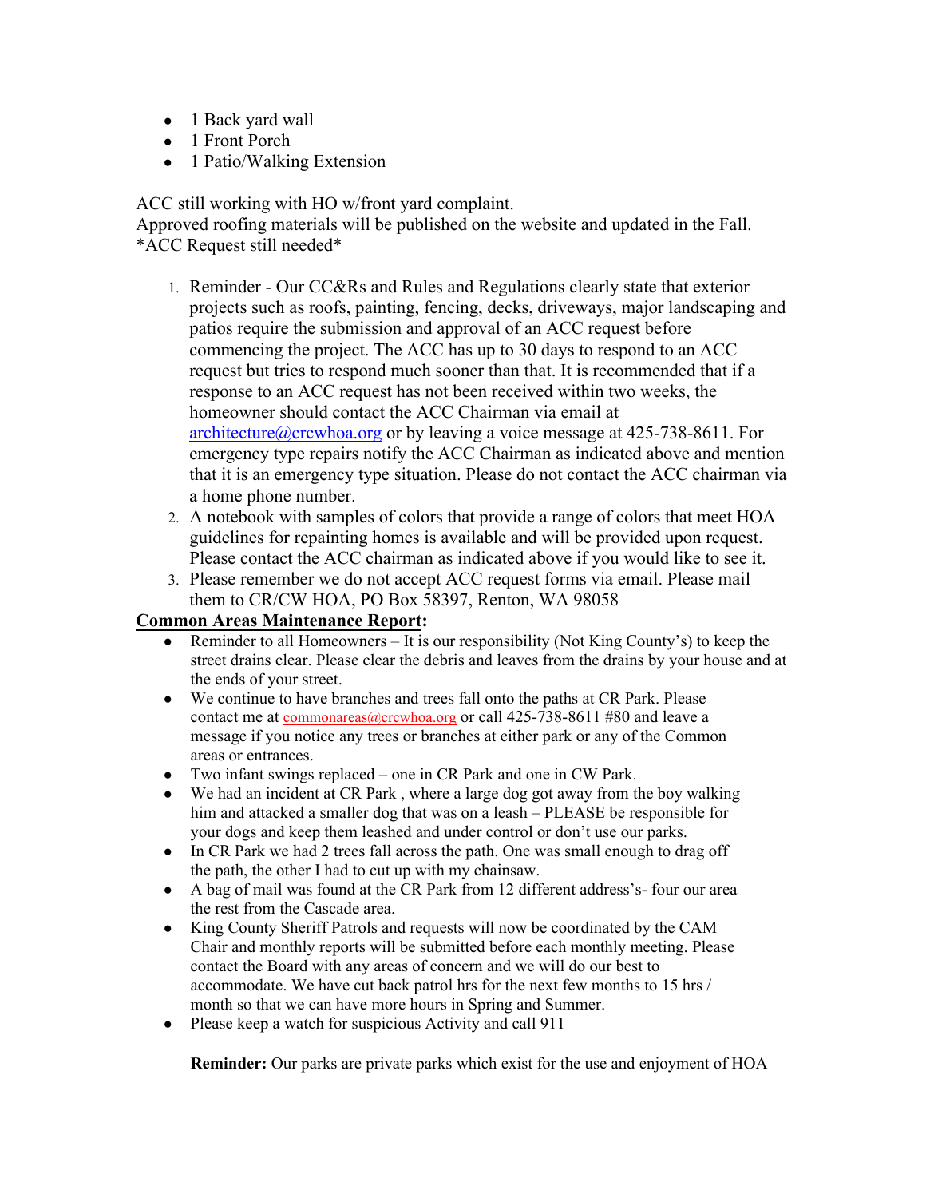- 1 Back yard wall
- 1 Front Porch
- 1 Patio/Walking Extension

ACC still working with HO w/front yard complaint.
Approved roofing materials will be published on the website and updated in the Fall.
*ACC Request still needed*

1. Reminder - Our CC&Rs and Rules and Regulations clearly state that exterior projects such as roofs, painting, fencing, decks, driveways, major landscaping and patios require the submission and approval of an ACC request before commencing the project. The ACC has up to 30 days to respond to an ACC request but tries to respond much sooner than that. It is recommended that if a response to an ACC request has not been received within two weeks, the homeowner should contact the ACC Chairman via email at architecture@crcwhoa.org or by leaving a voice message at 425-738-8611. For emergency type repairs notify the ACC Chairman as indicated above and mention that it is an emergency type situation. Please do not contact the ACC chairman via a home phone number.
2. A notebook with samples of colors that provide a range of colors that meet HOA guidelines for repainting homes is available and will be provided upon request. Please contact the ACC chairman as indicated above if you would like to see it.
3. Please remember we do not accept ACC request forms via email. Please mail them to CR/CW HOA, PO Box 58397, Renton, WA 98058

**Common Areas Maintenance Report:**

- Reminder to all Homeowners – It is our responsibility (Not King County's) to keep the street drains clear. Please clear the debris and leaves from the drains by your house and at the ends of your street.
- We continue to have branches and trees fall onto the paths at CR Park. Please contact me at commonareas@crcwhoa.org or call 425-738-8611 #80 and leave a message if you notice any trees or branches at either park or any of the Common areas or entrances.
- Two infant swings replaced – one in CR Park and one in CW Park.
- We had an incident at CR Park , where a large dog got away from the boy walking him and attacked a smaller dog that was on a leash – PLEASE be responsible for your dogs and keep them leashed and under control or don't use our parks.
- In CR Park we had 2 trees fall across the path. One was small enough to drag off the path, the other I had to cut up with my chainsaw.
- A bag of mail was found at the CR Park from 12 different address's- four our area the rest from the Cascade area.
- King County Sheriff Patrols and requests will now be coordinated by the CAM Chair and monthly reports will be submitted before each monthly meeting. Please contact the Board with any areas of concern and we will do our best to accommodate. We have cut back patrol hrs for the next few months to 15 hrs / month so that we can have more hours in Spring and Summer.
- Please keep a watch for suspicious Activity and call 911

**Reminder:** Our parks are private parks which exist for the use and enjoyment of HOA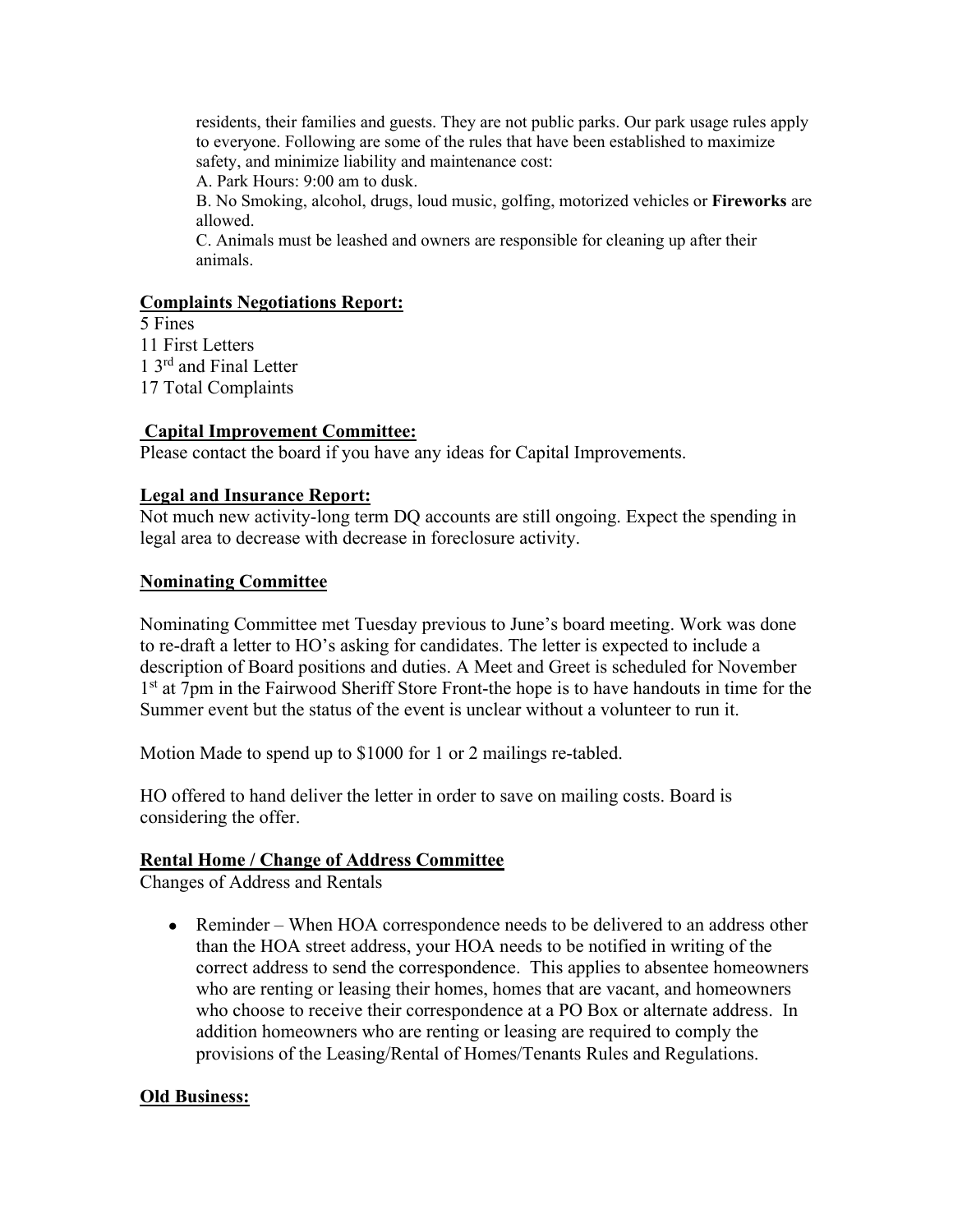residents, their families and guests. They are not public parks. Our park usage rules apply to everyone. Following are some of the rules that have been established to maximize safety, and minimize liability and maintenance cost:

A. Park Hours: 9:00 am to dusk.

B. No Smoking, alcohol, drugs, loud music, golfing, motorized vehicles or **Fireworks** are allowed.

C. Animals must be leashed and owners are responsible for cleaning up after their animals.

## Complaints Negotiations Report:

5 Fines
11 First Letters
1 3rd and Final Letter
17 Total Complaints

## Capital Improvement Committee:

Please contact the board if you have any ideas for Capital Improvements.

## Legal and Insurance Report:

Not much new activity-long term DQ accounts are still ongoing. Expect the spending in legal area to decrease with decrease in foreclosure activity.

## Nominating Committee

Nominating Committee met Tuesday previous to June's board meeting. Work was done to re-draft a letter to HO's asking for candidates. The letter is expected to include a description of Board positions and duties. A Meet and Greet is scheduled for November 1st at 7pm in the Fairwood Sheriff Store Front-the hope is to have handouts in time for the Summer event but the status of the event is unclear without a volunteer to run it.

Motion Made to spend up to $1000 for 1 or 2 mailings re-tabled.

HO offered to hand deliver the letter in order to save on mailing costs. Board is considering the offer.

## Rental Home / Change of Address Committee

Changes of Address and Rentals

- Reminder – When HOA correspondence needs to be delivered to an address other than the HOA street address, your HOA needs to be notified in writing of the correct address to send the correspondence. This applies to absentee homeowners who are renting or leasing their homes, homes that are vacant, and homeowners who choose to receive their correspondence at a PO Box or alternate address. In addition homeowners who are renting or leasing are required to comply the provisions of the Leasing/Rental of Homes/Tenants Rules and Regulations.

## Old Business: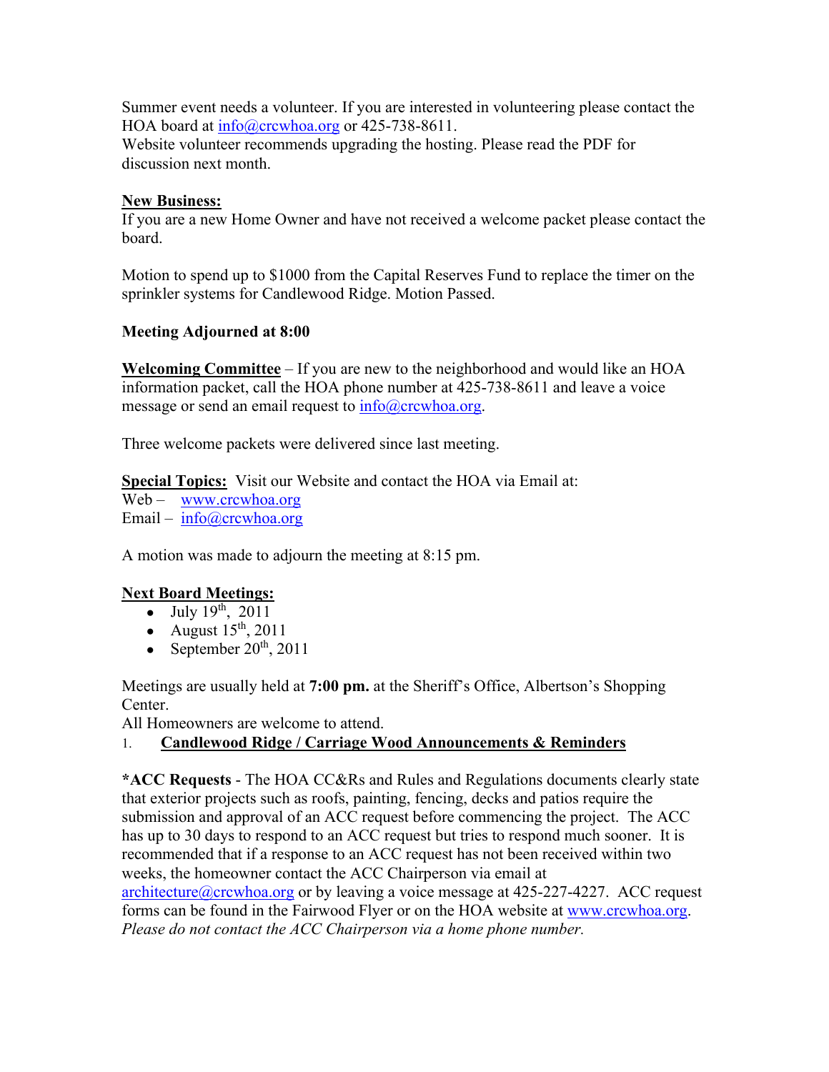Summer event needs a volunteer. If you are interested in volunteering please contact the HOA board at info@crcwhoa.org or 425-738-8611.
Website volunteer recommends upgrading the hosting. Please read the PDF for discussion next month.

**New Business:**
If you are a new Home Owner and have not received a welcome packet please contact the board.

Motion to spend up to $1000 from the Capital Reserves Fund to replace the timer on the sprinkler systems for Candlewood Ridge. Motion Passed.

**Meeting Adjourned at 8:00**

**Welcoming Committee** – If you are new to the neighborhood and would like an HOA information packet, call the HOA phone number at 425-738-8611 and leave a voice message or send an email request to info@crcwhoa.org.

Three welcome packets were delivered since last meeting.

**Special Topics:** Visit our Website and contact the HOA via Email at:
Web – www.crcwhoa.org
Email – info@crcwhoa.org

A motion was made to adjourn the meeting at 8:15 pm.

**Next Board Meetings:**

- July 19th, 2011
- August 15th, 2011
- September 20th, 2011

Meetings are usually held at **7:00 pm.** at the Sheriff's Office, Albertson's Shopping Center.
All Homeowners are welcome to attend.

1. **Candlewood Ridge / Carriage Wood Announcements & Reminders**

***ACC Requests** - The HOA CC&Rs and Rules and Regulations documents clearly state that exterior projects such as roofs, painting, fencing, decks and patios require the submission and approval of an ACC request before commencing the project. The ACC has up to 30 days to respond to an ACC request but tries to respond much sooner. It is recommended that if a response to an ACC request has not been received within two weeks, the homeowner contact the ACC Chairperson via email at architecture@crcwhoa.org or by leaving a voice message at 425-227-4227. ACC request forms can be found in the Fairwood Flyer or on the HOA website at www.crcwhoa.org. *Please do not contact the ACC Chairperson via a home phone number.*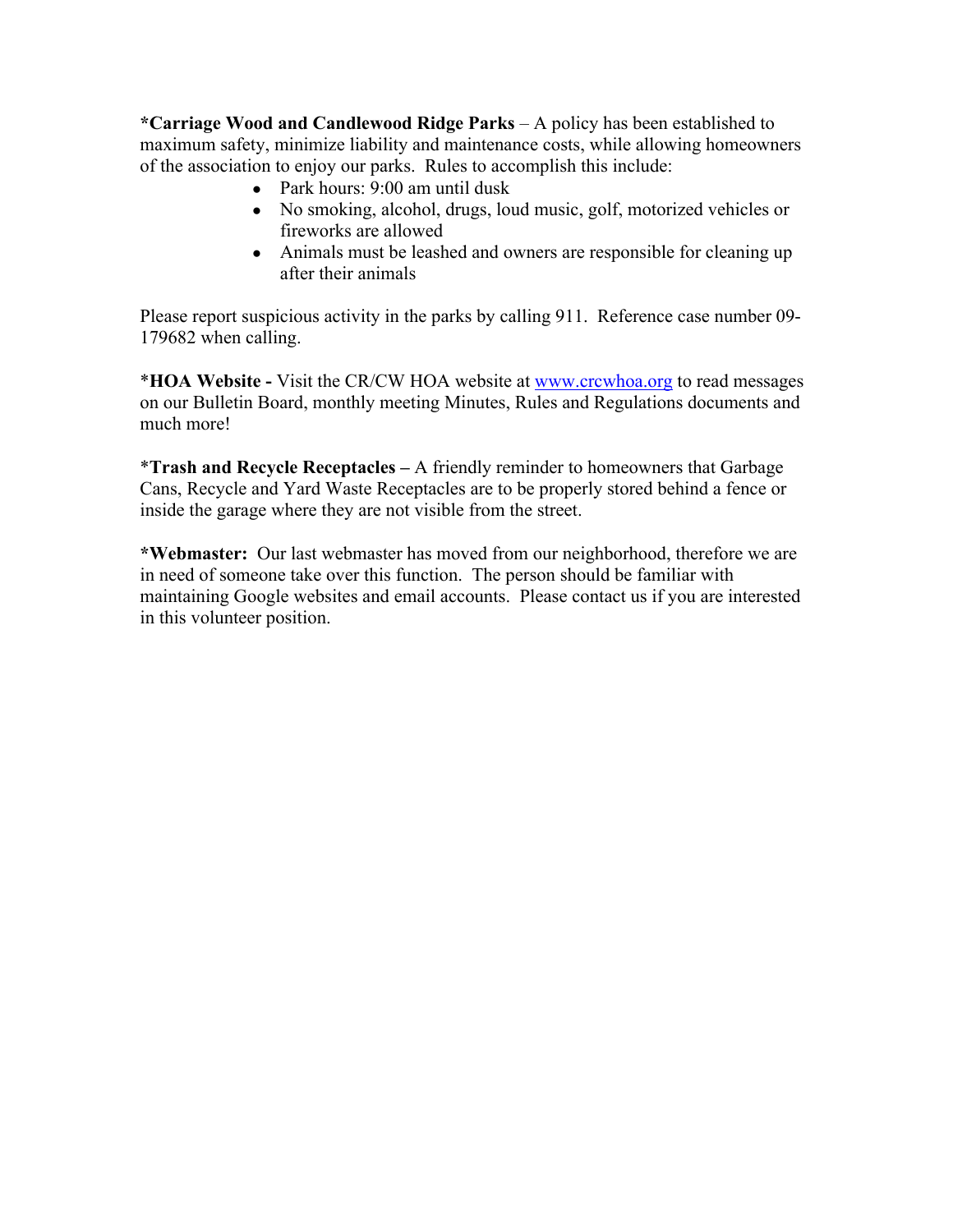***Carriage Wood and Candlewood Ridge Parks** – A policy has been established to maximum safety, minimize liability and maintenance costs, while allowing homeowners of the association to enjoy our parks. Rules to accomplish this include:

- Park hours: 9:00 am until dusk
- No smoking, alcohol, drugs, loud music, golf, motorized vehicles or fireworks are allowed
- Animals must be leashed and owners are responsible for cleaning up after their animals

Please report suspicious activity in the parks by calling 911. Reference case number 09-179682 when calling.

***HOA Website -** Visit the CR/CW HOA website at [www.crcwhoa.org](http://www.crcwhoa.org) to read messages on our Bulletin Board, monthly meeting Minutes, Rules and Regulations documents and much more!

***Trash and Recycle Receptacles –** A friendly reminder to homeowners that Garbage Cans, Recycle and Yard Waste Receptacles are to be properly stored behind a fence or inside the garage where they are not visible from the street.

***Webmaster:** Our last webmaster has moved from our neighborhood, therefore we are in need of someone take over this function. The person should be familiar with maintaining Google websites and email accounts. Please contact us if you are interested in this volunteer position.